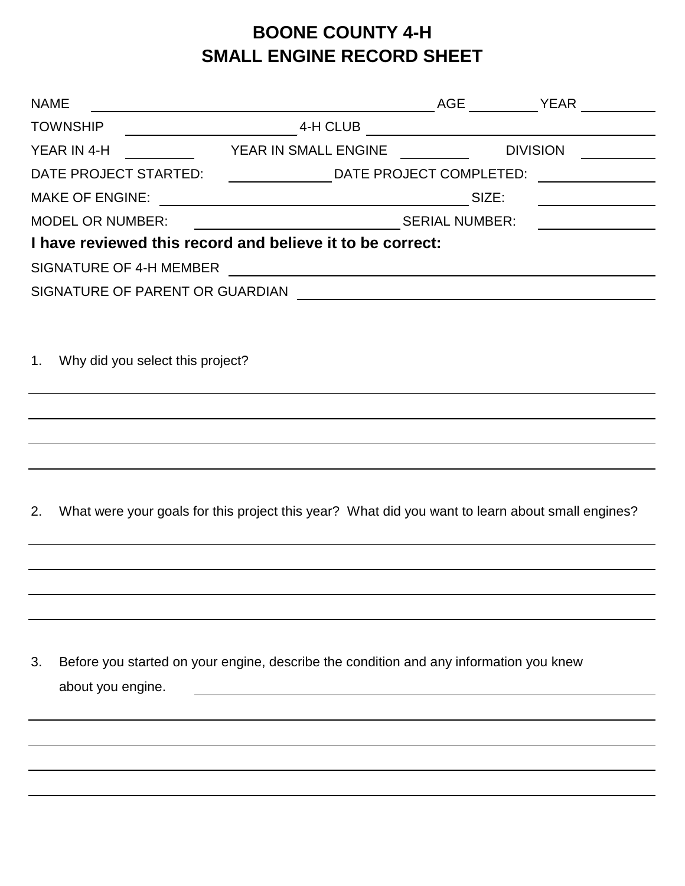# BOONE COUNTY 4-H
# SMALL ENGINE RECORD SHEET

NAME ____________________________________________ AGE __________ YEAR __________

TOWNSHIP ______________________ 4-H CLUB ______________________________________

YEAR IN 4-H __________ YEAR IN SMALL ENGINE __________ DIVISION __________

DATE PROJECT STARTED: ______________ DATE PROJECT COMPLETED: ______________

MAKE OF ENGINE: ________________________________________ SIZE: ______________

MODEL OR NUMBER: ___________________________ SERIAL NUMBER: ______________

**I have reviewed this record and believe it to be correct:**

SIGNATURE OF 4-H MEMBER ______________________________________________

SIGNATURE OF PARENT OR GUARDIAN ______________________________________

1. Why did you select this project?

______________________________________________________________________

______________________________________________________________________

______________________________________________________________________

______________________________________________________________________

2. What were your goals for this project this year? What did you want to learn about small engines?

______________________________________________________________________

______________________________________________________________________

______________________________________________________________________

______________________________________________________________________

3. Before you started on your engine, describe the condition and any information you knew about you engine. ______________________________________________

______________________________________________________________________

______________________________________________________________________

______________________________________________________________________

______________________________________________________________________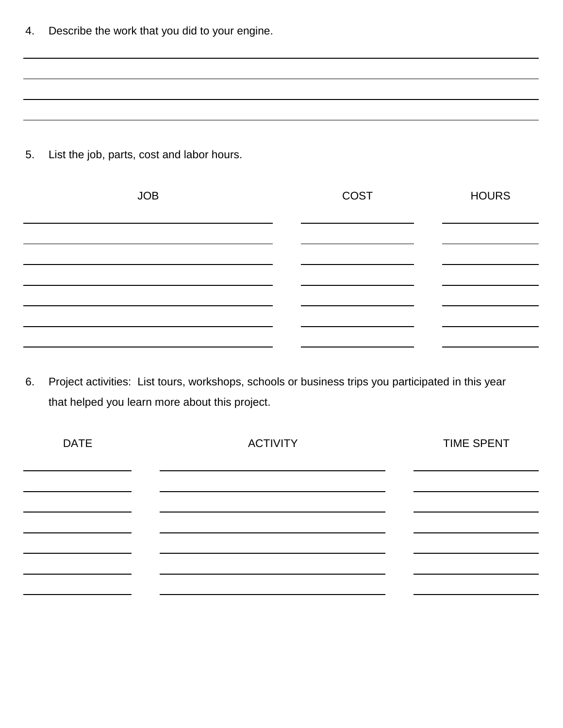4. Describe the work that you did to your engine.

____________________________________________________________

____________________________________________________________

____________________________________________________________

____________________________________________________________

5. List the job, parts, cost and labor hours.

| JOB | COST | HOURS |
|---|---|---|
| | | |
| | | |
| | | |
| | | |
| | | |
| | | |
| | | |

6. Project activities: List tours, workshops, schools or business trips you participated in this year that helped you learn more about this project.

| DATE | ACTIVITY | TIME SPENT |
|---|---|---|
| | | |
| | | |
| | | |
| | | |
| | | |
| | | |
| | | |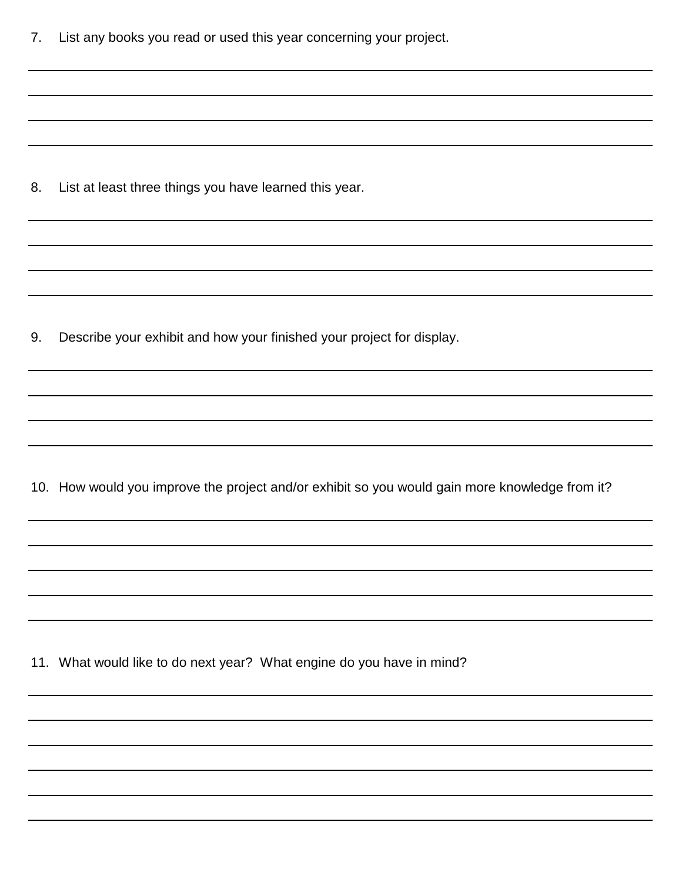7. List any books you read or used this year concerning your project.

8. List at least three things you have learned this year.

9. Describe your exhibit and how your finished your project for display.

10. How would you improve the project and/or exhibit so you would gain more knowledge from it?

11. What would like to do next year? What engine do you have in mind?